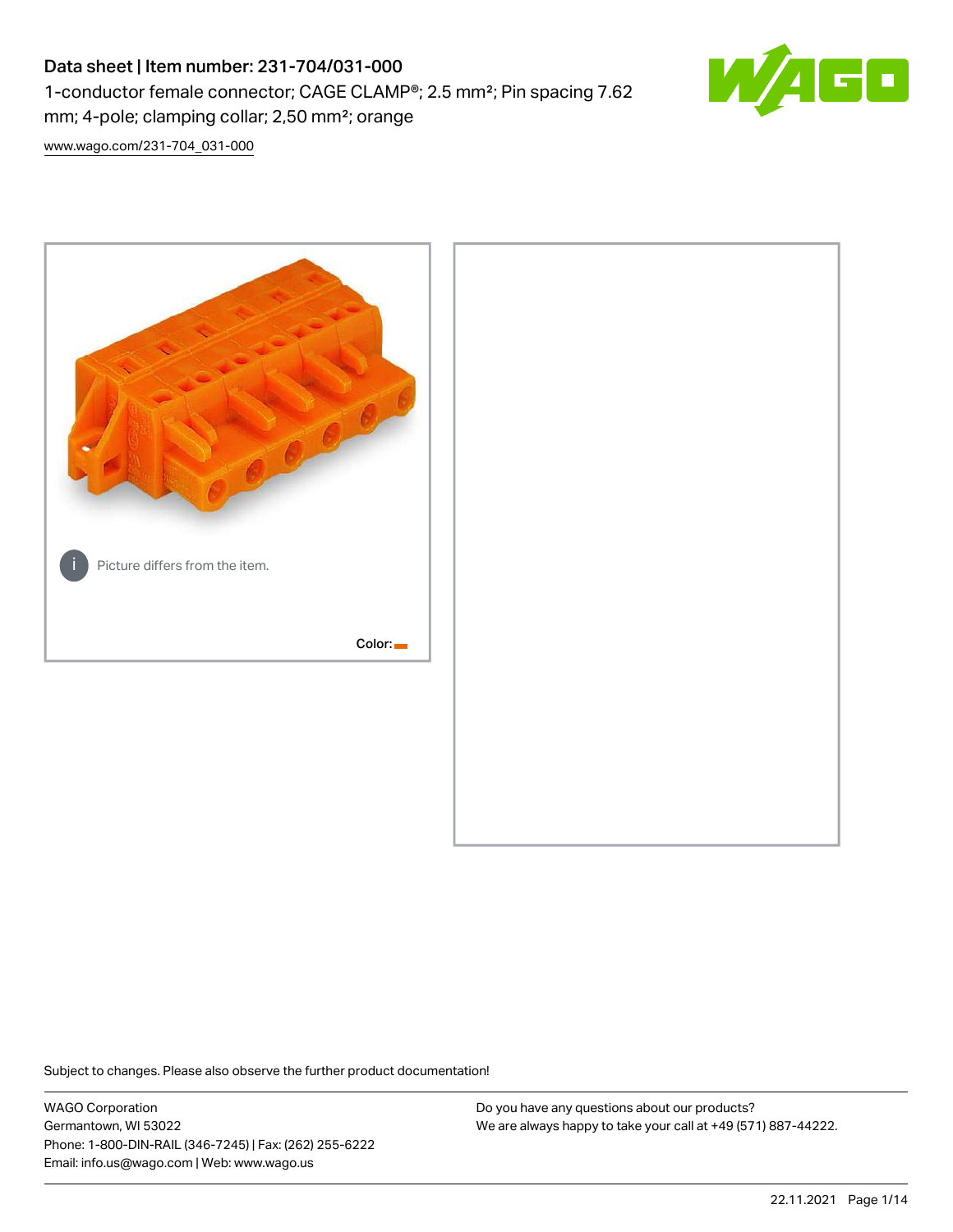# Data sheet | Item number: 231-704/031-000

1-conductor female connector; CAGE CLAMP®; 2.5 mm²; Pin spacing 7.62 mm; 4-pole; clamping collar; 2,50 mm²; orange

www.wago.com/231-704_031-000

Picture differs from the item.

Color:

Subject to changes. Please also observe the further product documentation!

WAGO Corporation
Germantown, WI 53022
Phone: 1-800-DIN-RAIL (346-7245) | Fax: (262) 255-6222
Email: info.us@wago.com | Web: www.wago.us

Do you have any questions about our products?
We are always happy to take your call at +49 (571) 887-44222.

22.11.2021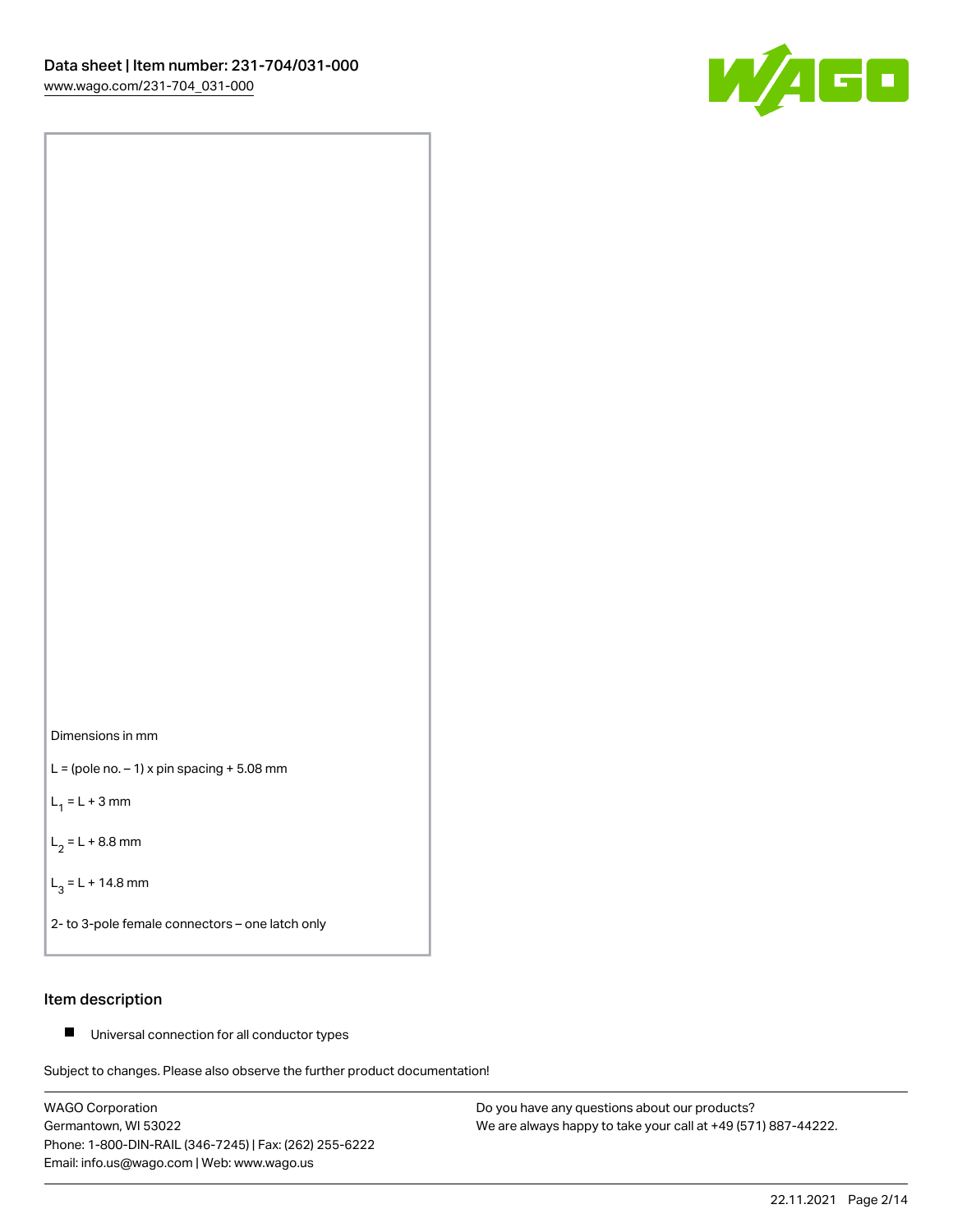Dimensions in mm

L = (pole no. – 1) x pin spacing + 5.08 mm

$L_1$ = L + 3 mm

$L_2$ = L + 8.8 mm

$L_3$ = L + 14.8 mm

2- to 3-pole female connectors – one latch only

## Item description

- Universal connection for all conductor types

Subject to changes. Please also observe the further product documentation!

WAGO Corporation
Germantown, WI 53022
Phone: 1-800-DIN-RAIL (346-7245) | Fax: (262) 255-6222
Email: info.us@wago.com | Web: www.wago.us

Do you have any questions about our products?
We are always happy to take your call at +49 (571) 887-44222.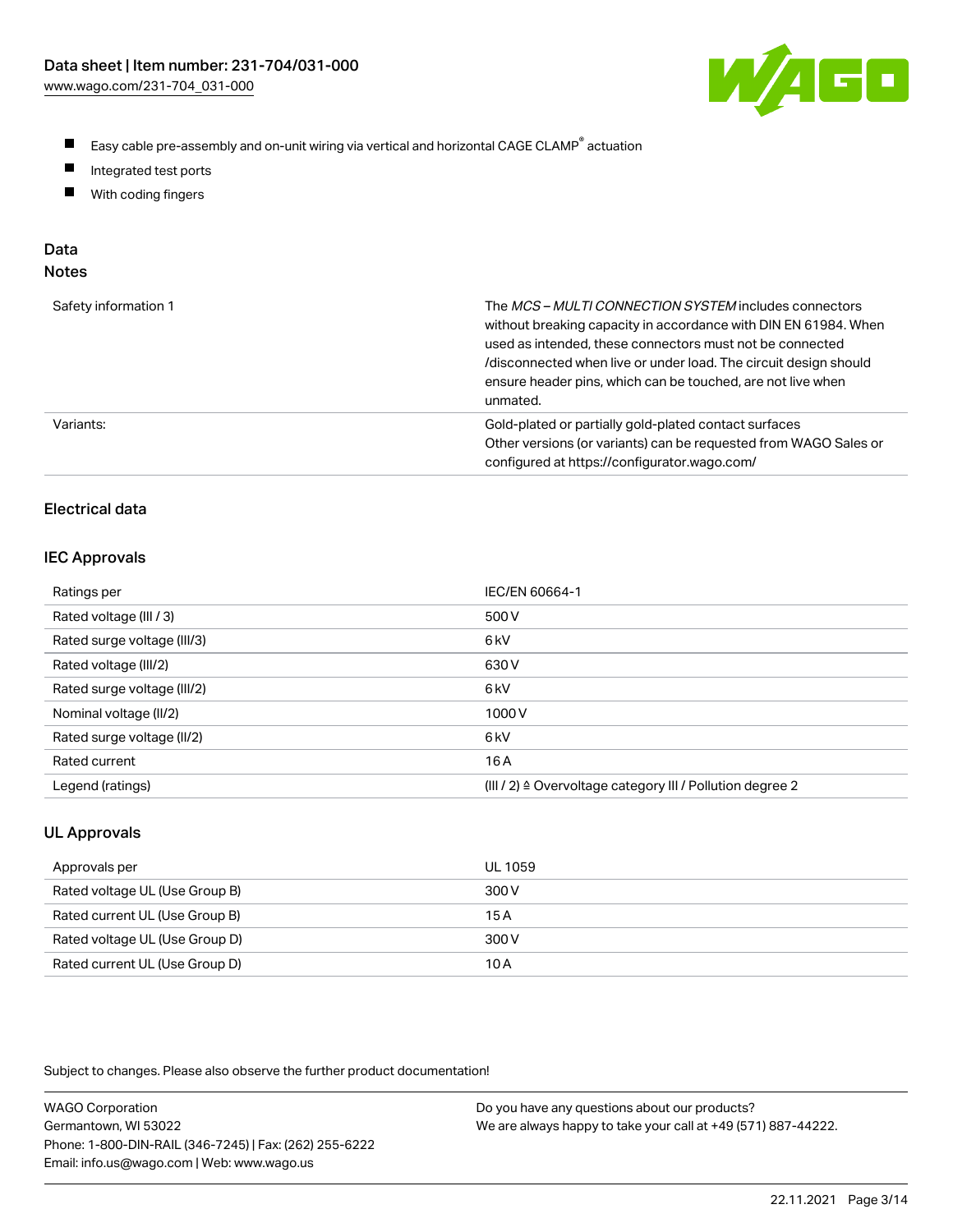- Easy cable pre-assembly and on-unit wiring via vertical and horizontal CAGE CLAMP® actuation
- Integrated test ports
- With coding fingers

## Data

### Notes

| | |
|---|---|
| Safety information 1 | The *MCS – MULTI CONNECTION SYSTEM* includes connectors without breaking capacity in accordance with DIN EN 61984. When used as intended, these connectors must not be connected /disconnected when live or under load. The circuit design should ensure header pins, which can be touched, are not live when unmated. |
| Variants: | Gold-plated or partially gold-plated contact surfaces<br>Other versions (or variants) can be requested from WAGO Sales or configured at https://configurator.wago.com/ |

### Electrical data

### IEC Approvals

| | |
|---|---|
| Ratings per | IEC/EN 60664-1 |
| Rated voltage (III / 3) | 500 V |
| Rated surge voltage (III/3) | 6 kV |
| Rated voltage (III/2) | 630 V |
| Rated surge voltage (III/2) | 6 kV |
| Nominal voltage (II/2) | 1000 V |
| Rated surge voltage (II/2) | 6 kV |
| Rated current | 16 A |
| Legend (ratings) | (III / 2) ≙ Overvoltage category III / Pollution degree 2 |

### UL Approvals

| | |
|---|---|
| Approvals per | UL 1059 |
| Rated voltage UL (Use Group B) | 300 V |
| Rated current UL (Use Group B) | 15 A |
| Rated voltage UL (Use Group D) | 300 V |
| Rated current UL (Use Group D) | 10 A |

Subject to changes. Please also observe the further product documentation!

WAGO Corporation
Germantown, WI 53022
Phone: 1-800-DIN-RAIL (346-7245) | Fax: (262) 255-6222
Email: info.us@wago.com | Web: www.wago.us

Do you have any questions about our products?
We are always happy to take your call at +49 (571) 887-44222.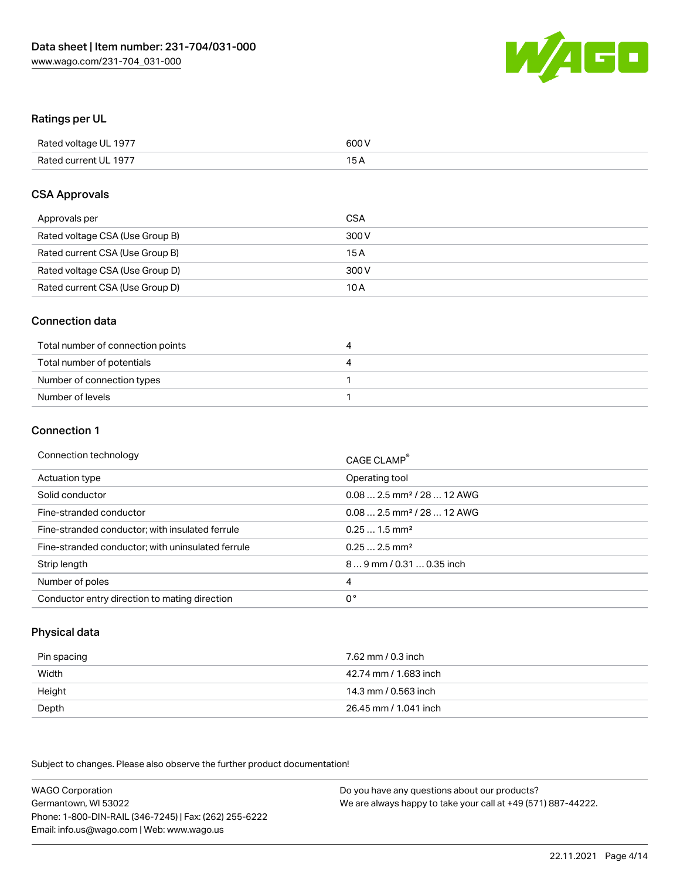## Ratings per UL

| | |
|---|---|
| Rated voltage UL 1977 | 600 V |
| Rated current UL 1977 | 15 A |

## CSA Approvals

| | |
|---|---|
| Approvals per | CSA |
| Rated voltage CSA (Use Group B) | 300 V |
| Rated current CSA (Use Group B) | 15 A |
| Rated voltage CSA (Use Group D) | 300 V |
| Rated current CSA (Use Group D) | 10 A |

## Connection data

| | |
|---|---|
| Total number of connection points | 4 |
| Total number of potentials | 4 |
| Number of connection types | 1 |
| Number of levels | 1 |

## Connection 1

| | |
|---|---|
| Connection technology | CAGE CLAMP® |
| Actuation type | Operating tool |
| Solid conductor | 0.08 … 2.5 mm² / 28 … 12 AWG |
| Fine-stranded conductor | 0.08 … 2.5 mm² / 28 … 12 AWG |
| Fine-stranded conductor; with insulated ferrule | 0.25 … 1.5 mm² |
| Fine-stranded conductor; with uninsulated ferrule | 0.25 … 2.5 mm² |
| Strip length | 8 … 9 mm / 0.31 … 0.35 inch |
| Number of poles | 4 |
| Conductor entry direction to mating direction | 0 ° |

## Physical data

| | |
|---|---|
| Pin spacing | 7.62 mm / 0.3 inch |
| Width | 42.74 mm / 1.683 inch |
| Height | 14.3 mm / 0.563 inch |
| Depth | 26.45 mm / 1.041 inch |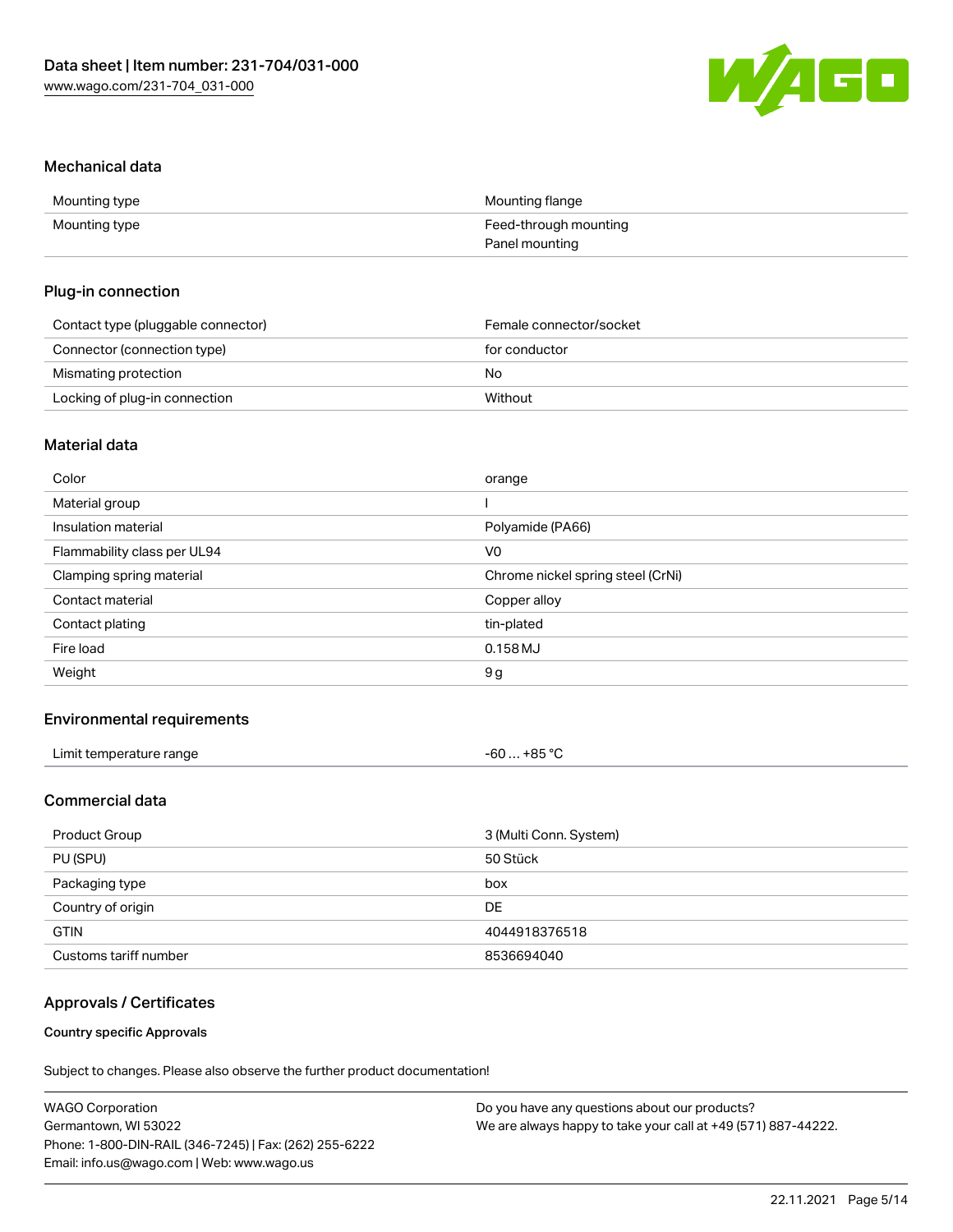## Mechanical data

| | |
|---|---|
| Mounting type | Mounting flange |
| Mounting type | Feed-through mounting<br>Panel mounting |

## Plug-in connection

| | |
|---|---|
| Contact type (pluggable connector) | Female connector/socket |
| Connector (connection type) | for conductor |
| Mismating protection | No |
| Locking of plug-in connection | Without |

## Material data

| | |
|---|---|
| Color | orange |
| Material group | I |
| Insulation material | Polyamide (PA66) |
| Flammability class per UL94 | V0 |
| Clamping spring material | Chrome nickel spring steel (CrNi) |
| Contact material | Copper alloy |
| Contact plating | tin-plated |
| Fire load | 0.158 MJ |
| Weight | 9 g |

## Environmental requirements

| | |
|---|---|
| Limit temperature range | -60 … +85 °C |

## Commercial data

| | |
|---|---|
| Product Group | 3 (Multi Conn. System) |
| PU (SPU) | 50 Stück |
| Packaging type | box |
| Country of origin | DE |
| GTIN | 4044918376518 |
| Customs tariff number | 8536694040 |

## Approvals / Certificates

### Country specific Approvals

Subject to changes. Please also observe the further product documentation!

WAGO Corporation
Germantown, WI 53022
Phone: 1-800-DIN-RAIL (346-7245) | Fax: (262) 255-6222
Email: info.us@wago.com | Web: www.wago.us

Do you have any questions about our products?
We are always happy to take your call at +49 (571) 887-44222.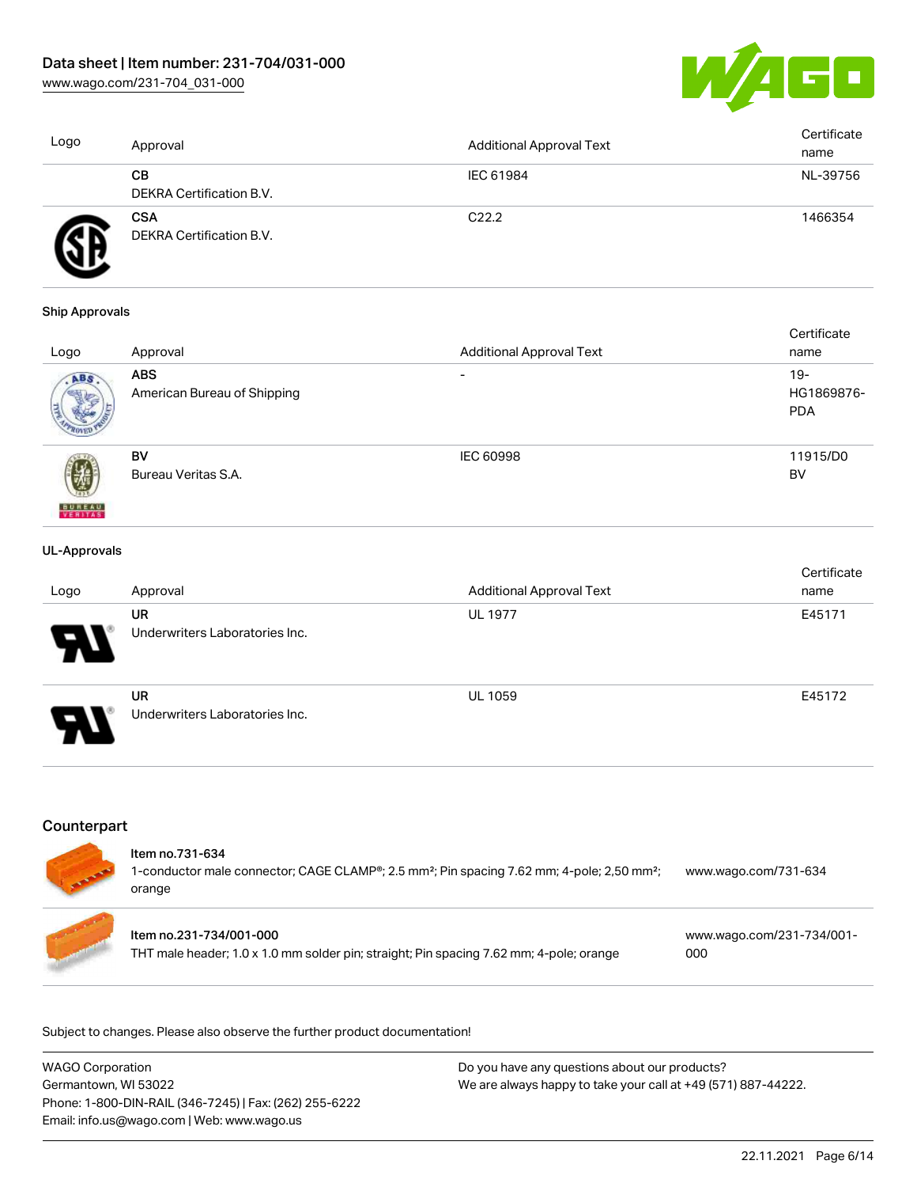| Logo | Approval | Additional Approval Text | Certificate name |
|---|---|---|---|
| | **CB**<br>DEKRA Certification B.V. | IEC 61984 | NL-39756 |
| | **CSA**<br>DEKRA Certification B.V. | C22.2 | 1466354 |

**Ship Approvals**

| Logo | Approval | Additional Approval Text | Certificate name |
|---|---|---|---|
| | **ABS**<br>American Bureau of Shipping | - | 19-HG1869876-PDA |
| | **BV**<br>Bureau Veritas S.A. | IEC 60998 | 11915/D0 BV |

**UL-Approvals**

| Logo | Approval | Additional Approval Text | Certificate name |
|---|---|---|---|
| | **UR**<br>Underwriters Laboratories Inc. | UL 1977 | E45171 |
| | **UR**<br>Underwriters Laboratories Inc. | UL 1059 | E45172 |

## Counterpart

| Item | Description | Link |
|---|---|---|
| Item no.731-634 | 1-conductor male connector; CAGE CLAMP®; 2.5 mm²; Pin spacing 7.62 mm; 4-pole; 2,50 mm²; orange | www.wago.com/731-634 |
| Item no.231-734/001-000 | THT male header; 1.0 x 1.0 mm solder pin; straight; Pin spacing 7.62 mm; 4-pole; orange | www.wago.com/231-734/001-000 |

Subject to changes. Please also observe the further product documentation!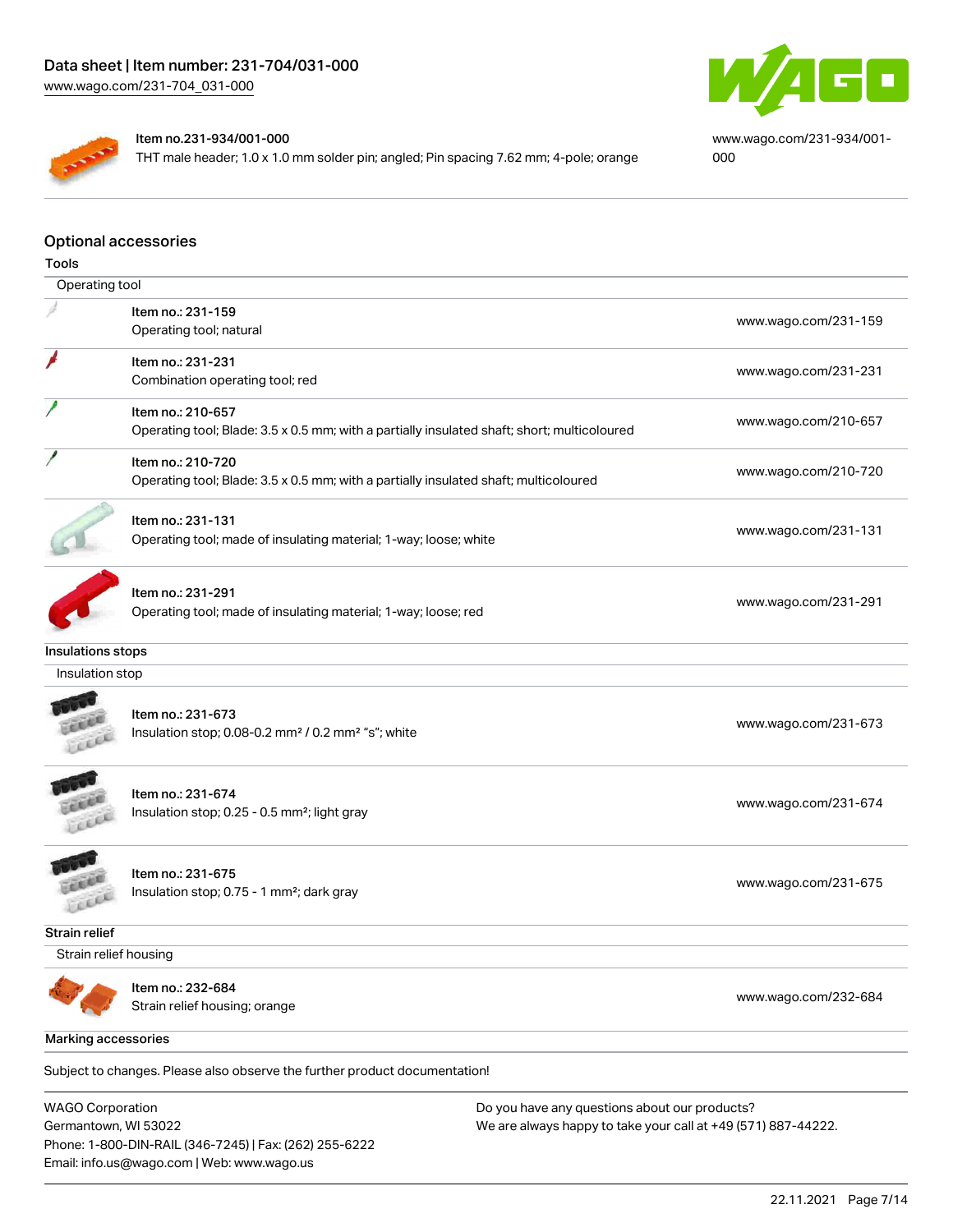| Item no.231-934/001-000<br>THT male header; 1.0 x 1.0 mm solder pin; angled; Pin spacing 7.62 mm; 4-pole; orange | www.wago.com/231-934/001-000 |
| --- | --- |

## Optional accessories

### Tools

| Operating tool | |
| --- | --- |
| Item no.: 231-159<br>Operating tool; natural | www.wago.com/231-159 |
| Item no.: 231-231<br>Combination operating tool; red | www.wago.com/231-231 |
| Item no.: 210-657<br>Operating tool; Blade: 3.5 x 0.5 mm; with a partially insulated shaft; short; multicoloured | www.wago.com/210-657 |
| Item no.: 210-720<br>Operating tool; Blade: 3.5 x 0.5 mm; with a partially insulated shaft; multicoloured | www.wago.com/210-720 |
| Item no.: 231-131<br>Operating tool; made of insulating material; 1-way; loose; white | www.wago.com/231-131 |
| Item no.: 231-291<br>Operating tool; made of insulating material; 1-way; loose; red | www.wago.com/231-291 |

### Insulations stops

| Insulation stop | |
| --- | --- |
| Item no.: 231-673<br>Insulation stop; 0.08-0.2 mm² / 0.2 mm² "s"; white | www.wago.com/231-673 |
| Item no.: 231-674<br>Insulation stop; 0.25 - 0.5 mm²; light gray | www.wago.com/231-674 |
| Item no.: 231-675<br>Insulation stop; 0.75 - 1 mm²; dark gray | www.wago.com/231-675 |

### Strain relief

| Strain relief housing | |
| --- | --- |
| Item no.: 232-684<br>Strain relief housing; orange | www.wago.com/232-684 |

### Marking accessories

Subject to changes. Please also observe the further product documentation!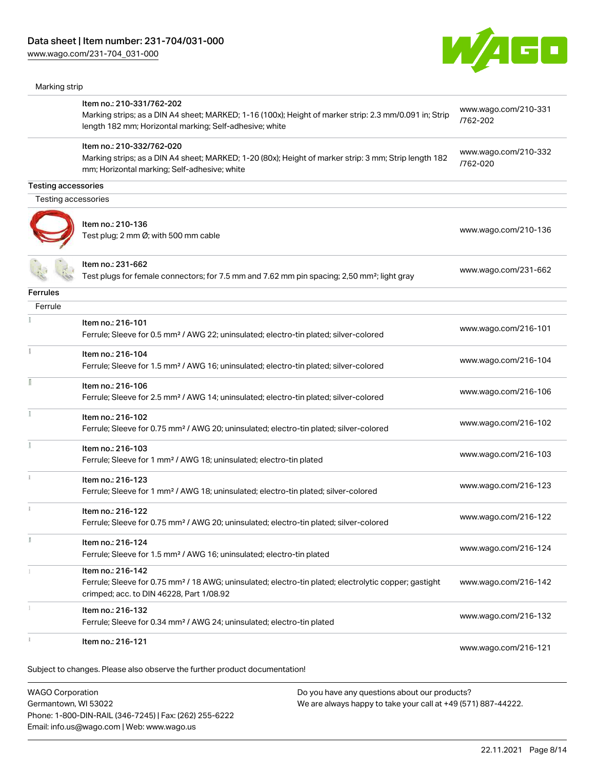Marking strip

| Item | Link |
| --- | --- |
| Item no.: 210-331/762-202<br>Marking strips; as a DIN A4 sheet; MARKED; 1-16 (100x); Height of marker strip: 2.3 mm/0.091 in; Strip length 182 mm; Horizontal marking; Self-adhesive; white | www.wago.com/210-331/762-202 |
| Item no.: 210-332/762-020<br>Marking strips; as a DIN A4 sheet; MARKED; 1-20 (80x); Height of marker strip: 3 mm; Strip length 182 mm; Horizontal marking; Self-adhesive; white | www.wago.com/210-332/762-020 |

## Testing accessories

Testing accessories

| Item | Link |
| --- | --- |
| Item no.: 210-136<br>Test plug; 2 mm Ø; with 500 mm cable | www.wago.com/210-136 |
| Item no.: 231-662<br>Test plugs for female connectors; for 7.5 mm and 7.62 mm pin spacing; 2,50 mm²; light gray | www.wago.com/231-662 |

## Ferrules

Ferrule

| Item | Link |
| --- | --- |
| Item no.: 216-101<br>Ferrule; Sleeve for 0.5 mm² / AWG 22; uninsulated; electro-tin plated; silver-colored | www.wago.com/216-101 |
| Item no.: 216-104<br>Ferrule; Sleeve for 1.5 mm² / AWG 16; uninsulated; electro-tin plated; silver-colored | www.wago.com/216-104 |
| Item no.: 216-106<br>Ferrule; Sleeve for 2.5 mm² / AWG 14; uninsulated; electro-tin plated; silver-colored | www.wago.com/216-106 |
| Item no.: 216-102<br>Ferrule; Sleeve for 0.75 mm² / AWG 20; uninsulated; electro-tin plated; silver-colored | www.wago.com/216-102 |
| Item no.: 216-103<br>Ferrule; Sleeve for 1 mm² / AWG 18; uninsulated; electro-tin plated | www.wago.com/216-103 |
| Item no.: 216-123<br>Ferrule; Sleeve for 1 mm² / AWG 18; uninsulated; electro-tin plated; silver-colored | www.wago.com/216-123 |
| Item no.: 216-122<br>Ferrule; Sleeve for 0.75 mm² / AWG 20; uninsulated; electro-tin plated; silver-colored | www.wago.com/216-122 |
| Item no.: 216-124<br>Ferrule; Sleeve for 1.5 mm² / AWG 16; uninsulated; electro-tin plated | www.wago.com/216-124 |
| Item no.: 216-142<br>Ferrule; Sleeve for 0.75 mm² / 18 AWG; uninsulated; electro-tin plated; electrolytic copper; gastight crimped; acc. to DIN 46228, Part 1/08.92 | www.wago.com/216-142 |
| Item no.: 216-132<br>Ferrule; Sleeve for 0.34 mm² / AWG 24; uninsulated; electro-tin plated | www.wago.com/216-132 |
| Item no.: 216-121 | www.wago.com/216-121 |

Subject to changes. Please also observe the further product documentation!

WAGO Corporation
Germantown, WI 53022
Phone: 1-800-DIN-RAIL (346-7245) | Fax: (262) 255-6222
Email: info.us@wago.com | Web: www.wago.us

Do you have any questions about our products?
We are always happy to take your call at +49 (571) 887-44222.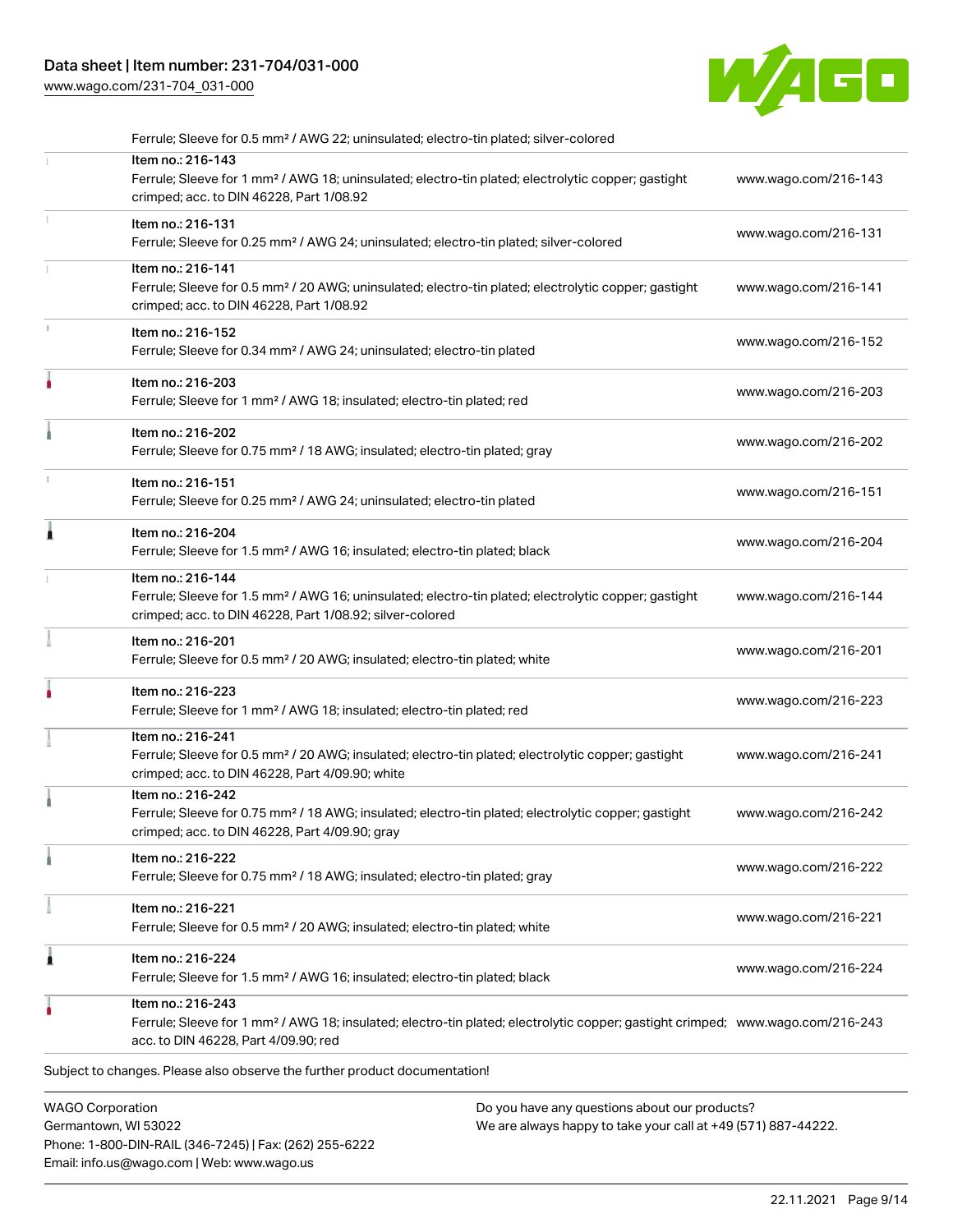Ferrule; Sleeve for 0.5 mm² / AWG 22; uninsulated; electro-tin plated; silver-colored

| | | |
|---|---|---|
| | Item no.: 216-143<br>Ferrule; Sleeve for 1 mm² / AWG 18; uninsulated; electro-tin plated; electrolytic copper; gastight crimped; acc. to DIN 46228, Part 1/08.92 | www.wago.com/216-143 |
| | Item no.: 216-131<br>Ferrule; Sleeve for 0.25 mm² / AWG 24; uninsulated; electro-tin plated; silver-colored | www.wago.com/216-131 |
| | Item no.: 216-141<br>Ferrule; Sleeve for 0.5 mm² / 20 AWG; uninsulated; electro-tin plated; electrolytic copper; gastight crimped; acc. to DIN 46228, Part 1/08.92 | www.wago.com/216-141 |
| | Item no.: 216-152<br>Ferrule; Sleeve for 0.34 mm² / AWG 24; uninsulated; electro-tin plated | www.wago.com/216-152 |
| | Item no.: 216-203<br>Ferrule; Sleeve for 1 mm² / AWG 18; insulated; electro-tin plated; red | www.wago.com/216-203 |
| | Item no.: 216-202<br>Ferrule; Sleeve for 0.75 mm² / 18 AWG; insulated; electro-tin plated; gray | www.wago.com/216-202 |
| | Item no.: 216-151<br>Ferrule; Sleeve for 0.25 mm² / AWG 24; uninsulated; electro-tin plated | www.wago.com/216-151 |
| | Item no.: 216-204<br>Ferrule; Sleeve for 1.5 mm² / AWG 16; insulated; electro-tin plated; black | www.wago.com/216-204 |
| | Item no.: 216-144<br>Ferrule; Sleeve for 1.5 mm² / AWG 16; uninsulated; electro-tin plated; electrolytic copper; gastight crimped; acc. to DIN 46228, Part 1/08.92; silver-colored | www.wago.com/216-144 |
| | Item no.: 216-201<br>Ferrule; Sleeve for 0.5 mm² / 20 AWG; insulated; electro-tin plated; white | www.wago.com/216-201 |
| | Item no.: 216-223<br>Ferrule; Sleeve for 1 mm² / AWG 18; insulated; electro-tin plated; red | www.wago.com/216-223 |
| | Item no.: 216-241<br>Ferrule; Sleeve for 0.5 mm² / 20 AWG; insulated; electro-tin plated; electrolytic copper; gastight crimped; acc. to DIN 46228, Part 4/09.90; white | www.wago.com/216-241 |
| | Item no.: 216-242<br>Ferrule; Sleeve for 0.75 mm² / 18 AWG; insulated; electro-tin plated; electrolytic copper; gastight crimped; acc. to DIN 46228, Part 4/09.90; gray | www.wago.com/216-242 |
| | Item no.: 216-222<br>Ferrule; Sleeve for 0.75 mm² / 18 AWG; insulated; electro-tin plated; gray | www.wago.com/216-222 |
| | Item no.: 216-221<br>Ferrule; Sleeve for 0.5 mm² / 20 AWG; insulated; electro-tin plated; white | www.wago.com/216-221 |
| | Item no.: 216-224<br>Ferrule; Sleeve for 1.5 mm² / AWG 16; insulated; electro-tin plated; black | www.wago.com/216-224 |
| | Item no.: 216-243<br>Ferrule; Sleeve for 1 mm² / AWG 18; insulated; electro-tin plated; electrolytic copper; gastight crimped; acc. to DIN 46228, Part 4/09.90; red | www.wago.com/216-243 |

Subject to changes. Please also observe the further product documentation!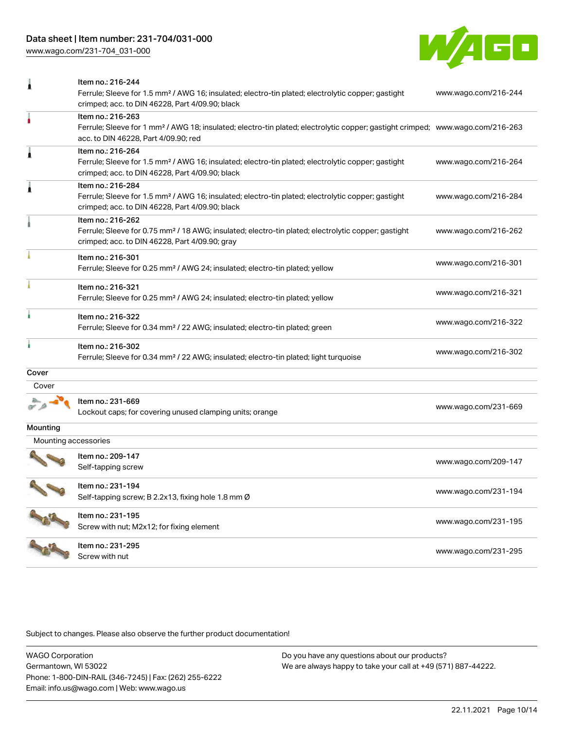| | | |
|---|---|---|
| | Item no.: 216-244<br>Ferrule; Sleeve for 1.5 mm² / AWG 16; insulated; electro-tin plated; electrolytic copper; gastight crimped; acc. to DIN 46228, Part 4/09.90; black | www.wago.com/216-244 |
| | Item no.: 216-263<br>Ferrule; Sleeve for 1 mm² / AWG 18; insulated; electro-tin plated; electrolytic copper; gastight crimped; acc. to DIN 46228, Part 4/09.90; red | www.wago.com/216-263 |
| | Item no.: 216-264<br>Ferrule; Sleeve for 1.5 mm² / AWG 16; insulated; electro-tin plated; electrolytic copper; gastight crimped; acc. to DIN 46228, Part 4/09.90; black | www.wago.com/216-264 |
| | Item no.: 216-284<br>Ferrule; Sleeve for 1.5 mm² / AWG 16; insulated; electro-tin plated; electrolytic copper; gastight crimped; acc. to DIN 46228, Part 4/09.90; black | www.wago.com/216-284 |
| | Item no.: 216-262<br>Ferrule; Sleeve for 0.75 mm² / 18 AWG; insulated; electro-tin plated; electrolytic copper; gastight crimped; acc. to DIN 46228, Part 4/09.90; gray | www.wago.com/216-262 |
| | Item no.: 216-301<br>Ferrule; Sleeve for 0.25 mm² / AWG 24; insulated; electro-tin plated; yellow | www.wago.com/216-301 |
| | Item no.: 216-321<br>Ferrule; Sleeve for 0.25 mm² / AWG 24; insulated; electro-tin plated; yellow | www.wago.com/216-321 |
| | Item no.: 216-322<br>Ferrule; Sleeve for 0.34 mm² / 22 AWG; insulated; electro-tin plated; green | www.wago.com/216-322 |
| | Item no.: 216-302<br>Ferrule; Sleeve for 0.34 mm² / 22 AWG; insulated; electro-tin plated; light turquoise | www.wago.com/216-302 |

## Cover

### Cover

| | | |
|---|---|---|
| | Item no.: 231-669<br>Lockout caps; for covering unused clamping units; orange | www.wago.com/231-669 |

## Mounting

### Mounting accessories

| | | |
|---|---|---|
| | Item no.: 209-147<br>Self-tapping screw | www.wago.com/209-147 |
| | Item no.: 231-194<br>Self-tapping screw; B 2.2x13, fixing hole 1.8 mm Ø | www.wago.com/231-194 |
| | Item no.: 231-195<br>Screw with nut; M2x12; for fixing element | www.wago.com/231-195 |
| | Item no.: 231-295<br>Screw with nut | www.wago.com/231-295 |

Subject to changes. Please also observe the further product documentation!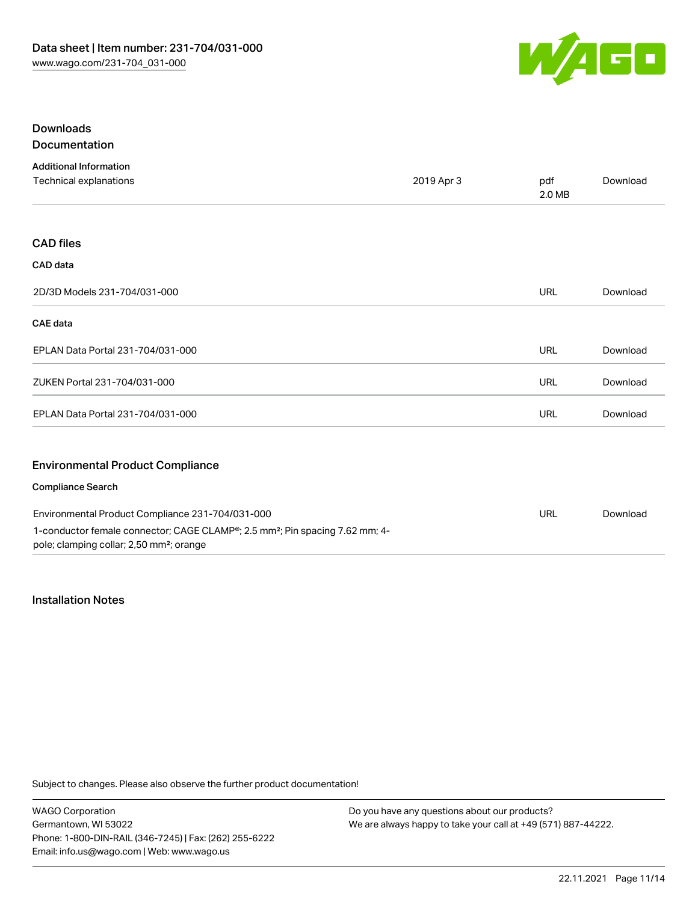## Downloads

### Documentation

**Additional Information**

| | | | |
|---|---|---|---|
| Technical explanations | 2019 Apr 3 | pdf 2.0 MB | Download |

### CAD files

**CAD data**

| | | |
|---|---|---|
| 2D/3D Models 231-704/031-000 | URL | Download |

**CAE data**

| | | |
|---|---|---|
| EPLAN Data Portal 231-704/031-000 | URL | Download |
| ZUKEN Portal 231-704/031-000 | URL | Download |
| EPLAN Data Portal 231-704/031-000 | URL | Download |

### Environmental Product Compliance

**Compliance Search**

| | | |
|---|---|---|
| Environmental Product Compliance 231-704/031-000<br>1-conductor female connector; CAGE CLAMP®; 2.5 mm²; Pin spacing 7.62 mm; 4-pole; clamping collar; 2,50 mm²; orange | URL | Download |

## Installation Notes

Subject to changes. Please also observe the further product documentation!

WAGO Corporation
Germantown, WI 53022
Phone: 1-800-DIN-RAIL (346-7245) | Fax: (262) 255-6222
Email: info.us@wago.com | Web: www.wago.us

Do you have any questions about our products?
We are always happy to take your call at +49 (571) 887-44222.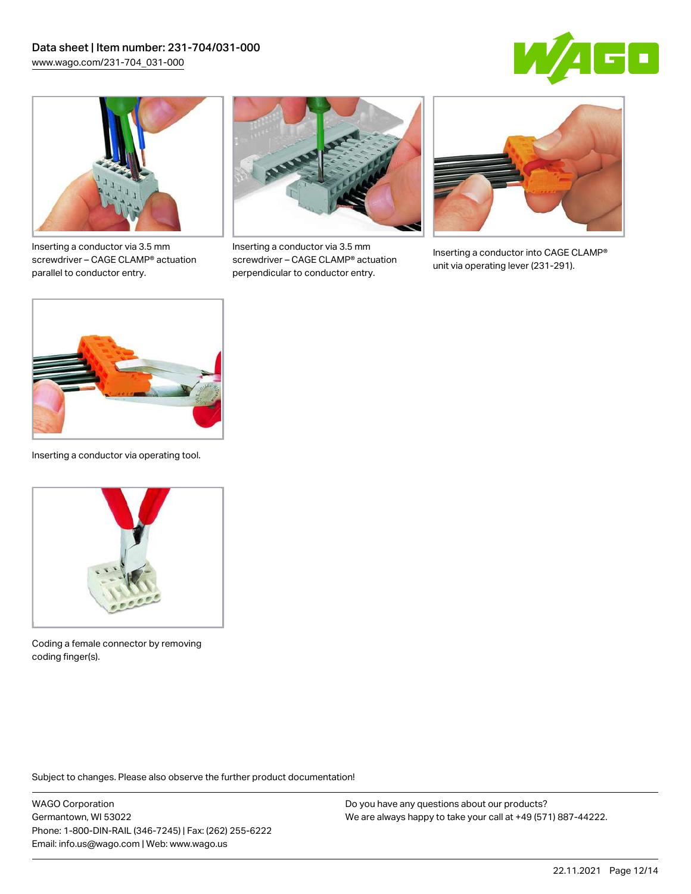Inserting a conductor via 3.5 mm screwdriver – CAGE CLAMP® actuation parallel to conductor entry.

Inserting a conductor via 3.5 mm screwdriver – CAGE CLAMP® actuation perpendicular to conductor entry.

Inserting a conductor into CAGE CLAMP® unit via operating lever (231-291).

Inserting a conductor via operating tool.

Coding a female connector by removing coding finger(s).

Subject to changes. Please also observe the further product documentation!

WAGO Corporation
Germantown, WI 53022
Phone: 1-800-DIN-RAIL (346-7245) | Fax: (262) 255-6222
Email: info.us@wago.com | Web: www.wago.us

Do you have any questions about our products?
We are always happy to take your call at +49 (571) 887-44222.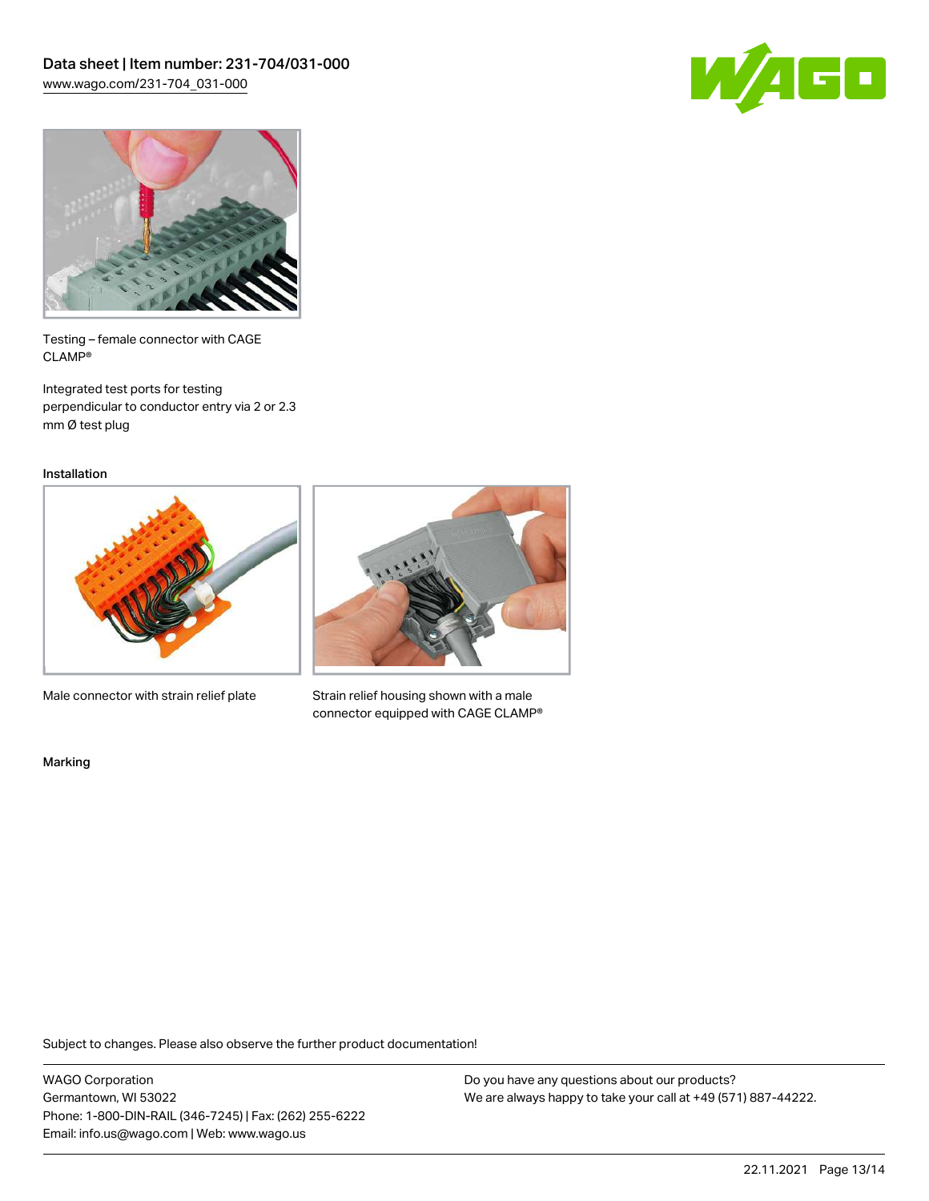Testing – female connector with CAGE CLAMP®

Integrated test ports for testing perpendicular to conductor entry via 2 or 2.3 mm Ø test plug

## Installation

Male connector with strain relief plate

Strain relief housing shown with a male connector equipped with CAGE CLAMP®

## Marking

Subject to changes. Please also observe the further product documentation!

WAGO Corporation
Germantown, WI 53022
Phone: 1-800-DIN-RAIL (346-7245) | Fax: (262) 255-6222
Email: info.us@wago.com | Web: www.wago.us

Do you have any questions about our products?
We are always happy to take your call at +49 (571) 887-44222.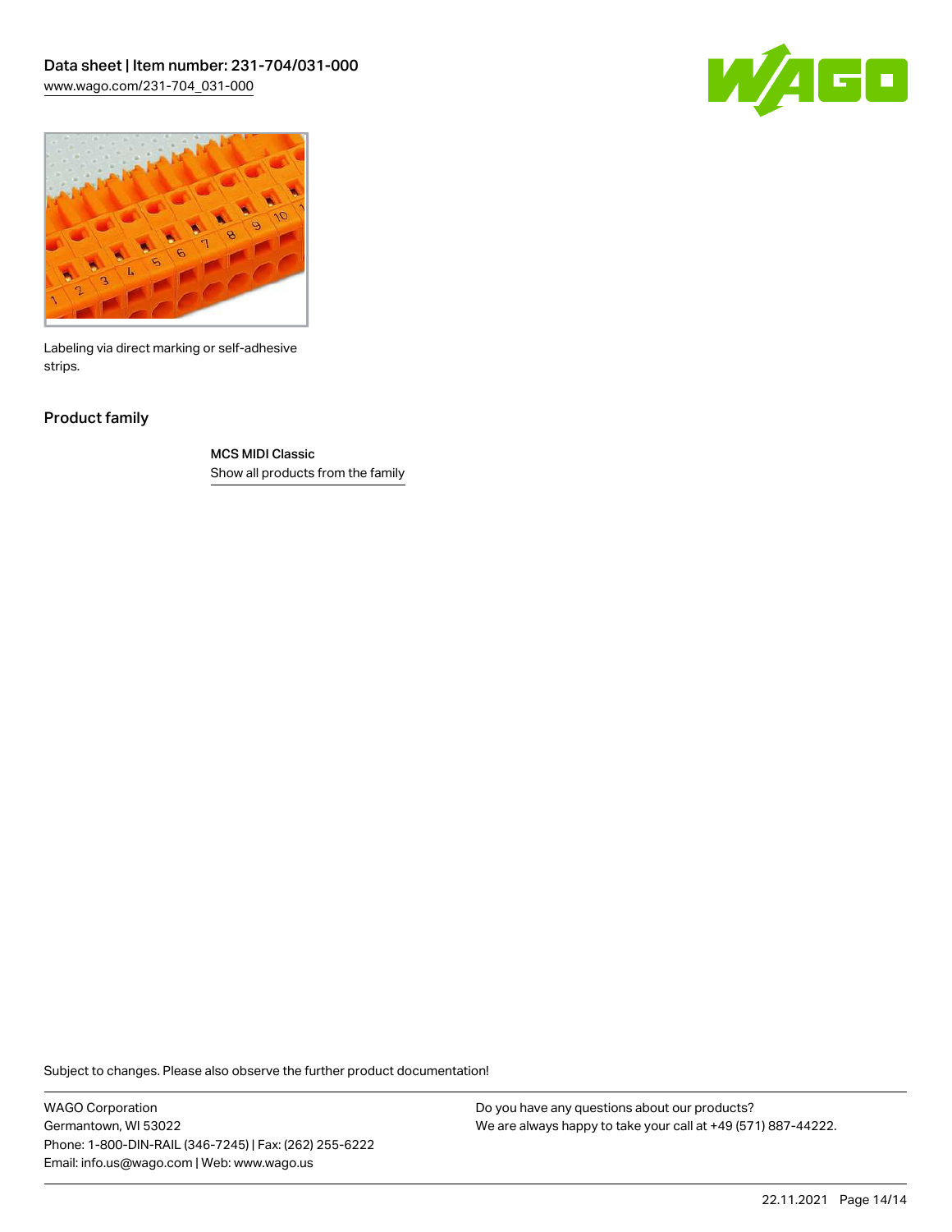Labeling via direct marking or self-adhesive strips.

## Product family

MCS MIDI Classic
Show all products from the family

Subject to changes. Please also observe the further product documentation!

WAGO Corporation
Germantown, WI 53022
Phone: 1-800-DIN-RAIL (346-7245) | Fax: (262) 255-6222
Email: info.us@wago.com | Web: www.wago.us

Do you have any questions about our products?
We are always happy to take your call at +49 (571) 887-44222.